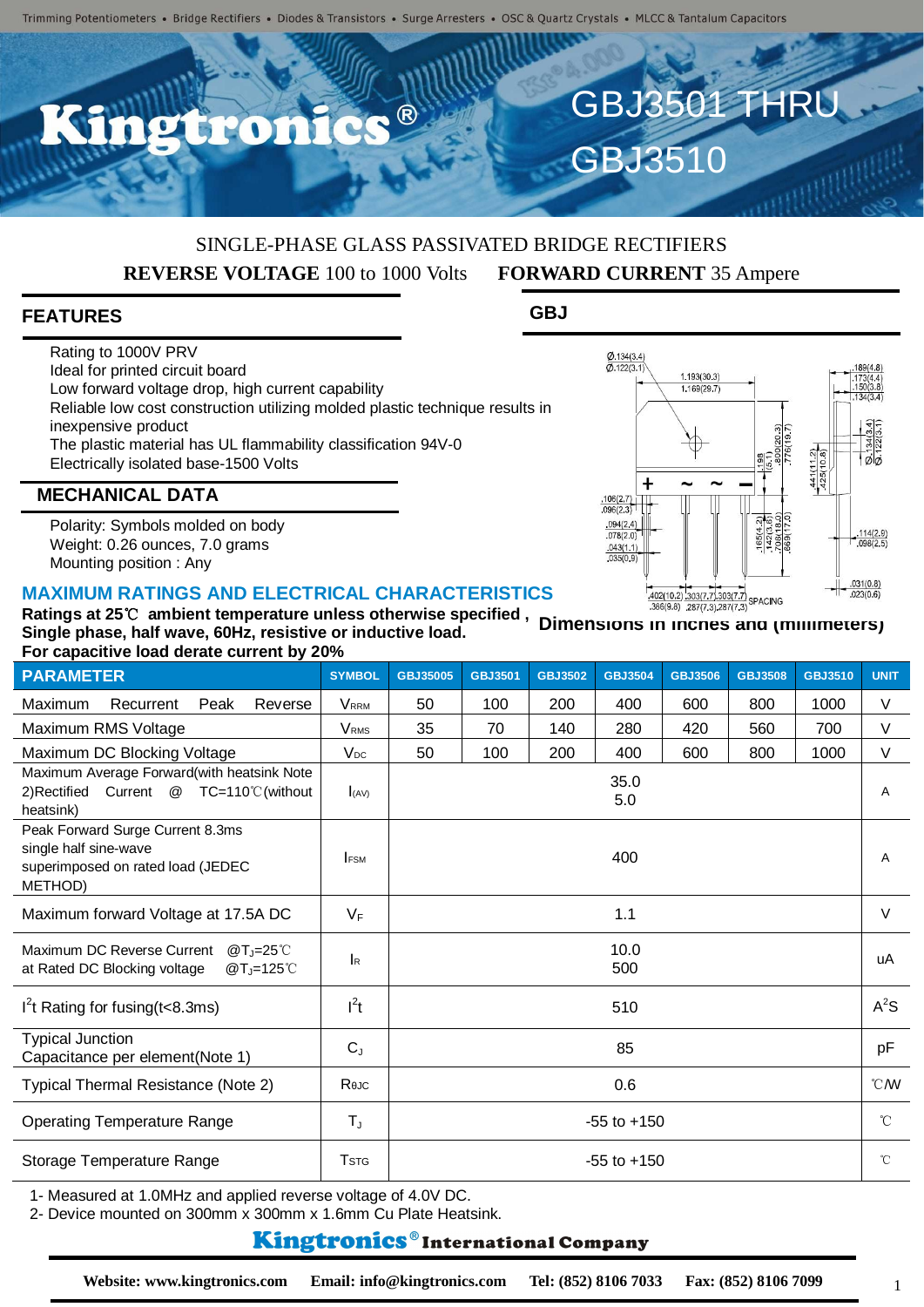# GBJ3501 THRU GBJ3510

SINGLE-PHASE GLASS PASSIVATED BRIDGE RECTIFIERS

**REVERSE VOLTAGE** 100 to 1000 Volts **FORWARD CURRENT** 35 Ampere

## FEATURES

- Rating to 1000V PRV
- Ideal for printed circuit board
- Low forward voltage drop, high current capability
- Reliable low cost construction utilizing molded plastic technique results in inexpensive product
- The plastic material has UL flammability classification 94V-0
- Electrically isolated base-1500 Volts

## MECHANICAL DATA

- Polarity: Symbols molded on body
- Weight: 0.26 ounces, 7.0 grams
- Mounting position : Any

## GBJ

Dimensions in inches and (millimeters)

## MAXIMUM RATINGS AND ELECTRICAL CHARACTERISTICS

**Ratings at 25℃ ambient temperature unless otherwise specified , Single phase, half wave, 60Hz, resistive or inductive load. For capacitive load derate current by 20%**

| PARAMETER | SYMBOL | GBJ35005 | GBJ3501 | GBJ3502 | GBJ3504 | GBJ3506 | GBJ3508 | GBJ3510 | UNIT |
|---|---|---|---|---|---|---|---|---|---|
| Maximum Recurrent Peak Reverse | $V_{RRM}$ | 50 | 100 | 200 | 400 | 600 | 800 | 1000 | V |
| Maximum RMS Voltage | $V_{RMS}$ | 35 | 70 | 140 | 280 | 420 | 560 | 700 | V |
| Maximum DC Blocking Voltage | $V_{DC}$ | 50 | 100 | 200 | 400 | 600 | 800 | 1000 | V |
| Maximum Average Forward(with heatsink Note 2)Rectified Current @ TC=110℃(without heatsink) | $I_{(AV)}$ | 35.0<br>5.0 | | | | | | | A |
| Peak Forward Surge Current 8.3ms single half sine-wave superimposed on rated load (JEDEC METHOD) | $I_{FSM}$ | 400 | | | | | | | A |
| Maximum forward Voltage at 17.5A DC | $V_F$ | 1.1 | | | | | | | V |
| Maximum DC Reverse Current @$T_J$=25℃<br>at Rated DC Blocking voltage @$T_J$=125℃ | $I_R$ | 10.0<br>500 | | | | | | | uA |
| $I^2t$ Rating for fusing(t<8.3ms) | $I^2t$ | 510 | | | | | | | $A^2S$ |
| Typical Junction Capacitance per element(Note 1) | $C_J$ | 85 | | | | | | | pF |
| Typical Thermal Resistance (Note 2) | $R_{θJC}$ | 0.6 | | | | | | | ℃/W |
| Operating Temperature Range | $T_J$ | -55 to +150 | | | | | | | ℃ |
| Storage Temperature Range | $T_{STG}$ | -55 to +150 | | | | | | | ℃ |

1- Measured at 1.0MHz and applied reverse voltage of 4.0V DC.
2- Device mounted on 300mm x 300mm x 1.6mm Cu Plate Heatsink.

**Kingtronics® International Company**

**Website: www.kingtronics.com Email: info@kingtronics.com Tel: (852) 8106 7033 Fax: (852) 8106 7099**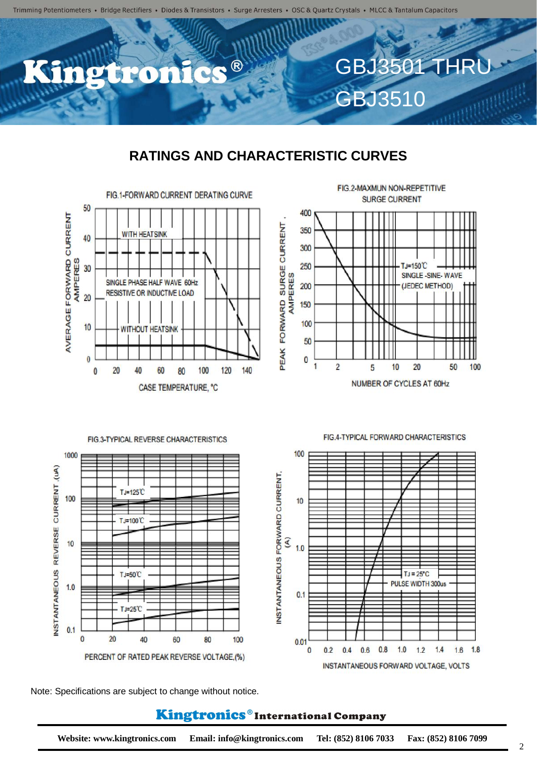# GBJ3501 THRU GBJ3510

## RATINGS AND CHARACTERISTIC CURVES

FIG.1-FORWARD CURRENT DERATING CURVE

AVERAGE FORWARD CURRENT AMPERES

50
40
30
20
10
0

WITH HEATSINK

SINGLE PHASE HALF WAVE 60Hz
RESISTIVE OR INDUCTIVE LOAD

WITHOUT HEATSINK

0 20 40 60 80 100 120 140

CASE TEMPERATURE, °C

FIG.2-MAXMUN NON-REPETITIVE SURGE CURRENT

PEAK FORWARD SURGE CURRENT , AMPERES

400
350
300
250
200
150
100
50
0

TJ=150℃
SINGLE -SINE- WAVE
(JEDEC METHOD)

1 2 5 10 20 50 100

NUMBER OF CYCLES AT 60Hz

FIG.3-TYPICAL REVERSE CHARACTERISTICS

INSTANTANEOUS REVERSE CURRENT ,(uA)

1000
100
10
1.0
0.1

TJ=125℃
TJ=100℃
TJ=50℃
TJ=25℃

0 20 40 60 80 100

PERCENT OF RATED PEAK REVERSE VOLTAGE,(%)

FIG.4-TYPICAL FORWARD CHARACTERISTICS

INSTANTANEOUS FORWARD CURRENT, (A)

100
10
1.0
0.1
0.01

TJ = 25°C
PULSE WIDTH 300us

0 0.2 0.4 0.6 0.8 1.0 1.2 1.4 1.6 1.8

INSTANTANEOUS FORWARD VOLTAGE, VOLTS

Note: Specifications are subject to change without notice.

**Kingtronics® International Company**

**Website: www.kingtronics.com Email: info@kingtronics.com Tel: (852) 8106 7033 Fax: (852) 8106 7099**